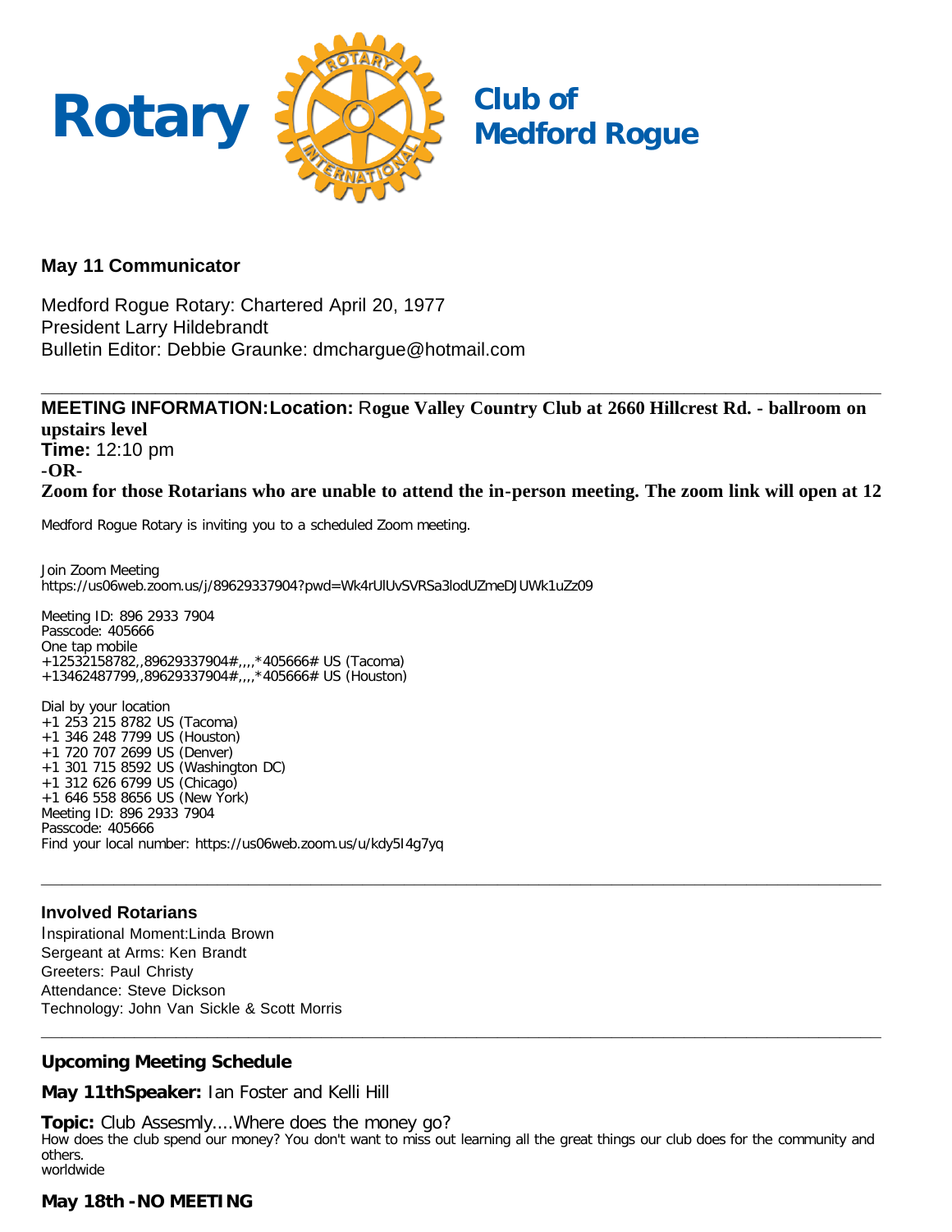# Rotary Club of Medford Rogue

### May 11 Communicator

Medford Rogue Rotary: Chartered April 20, 1977
President Larry Hildebrandt
Bulletin Editor: Debbie Graunke: dmchargue@hotmail.com

---

**MEETING INFORMATION:** **Location:** **Rogue Valley Country Club at 2660 Hillcrest Rd. - ballroom on upstairs level**
**Time:** 12:10 pm
**-OR-**
**Zoom for those Rotarians who are unable to attend the in-person meeting. The zoom link will open at 12**

Medford Rogue Rotary is inviting you to a scheduled Zoom meeting.

Join Zoom Meeting
https://us06web.zoom.us/j/89629337904?pwd=Wk4rUlUvSVRSa3lodUZmeDJUWk1uZz09

Meeting ID: 896 2933 7904
Passcode: 405666
One tap mobile
+12532158782,,89629337904#,,,,*405666# US (Tacoma)
+13462487799,,89629337904#,,,,*405666# US (Houston)

Dial by your location
+1 253 215 8782 US (Tacoma)
+1 346 248 7799 US (Houston)
+1 720 707 2699 US (Denver)
+1 301 715 8592 US (Washington DC)
+1 312 626 6799 US (Chicago)
+1 646 558 8656 US (New York)
Meeting ID: 896 2933 7904
Passcode: 405666
Find your local number: https://us06web.zoom.us/u/kdy5I4g7yq

---

### Involved Rotarians

Inspirational Moment:Linda Brown
Sergeant at Arms: Ken Brandt
Greeters: Paul Christy
Attendance: Steve Dickson
Technology: John Van Sickle & Scott Morris

---

### Upcoming Meeting Schedule

**May 11thSpeaker:** Ian Foster and Kelli Hill

**Topic:** Club Assesmly....Where does the money go?
How does the club spend our money? You don't want to miss out learning all the great things our club does for the community and others.
worldwide

**May 18th - NO MEETING**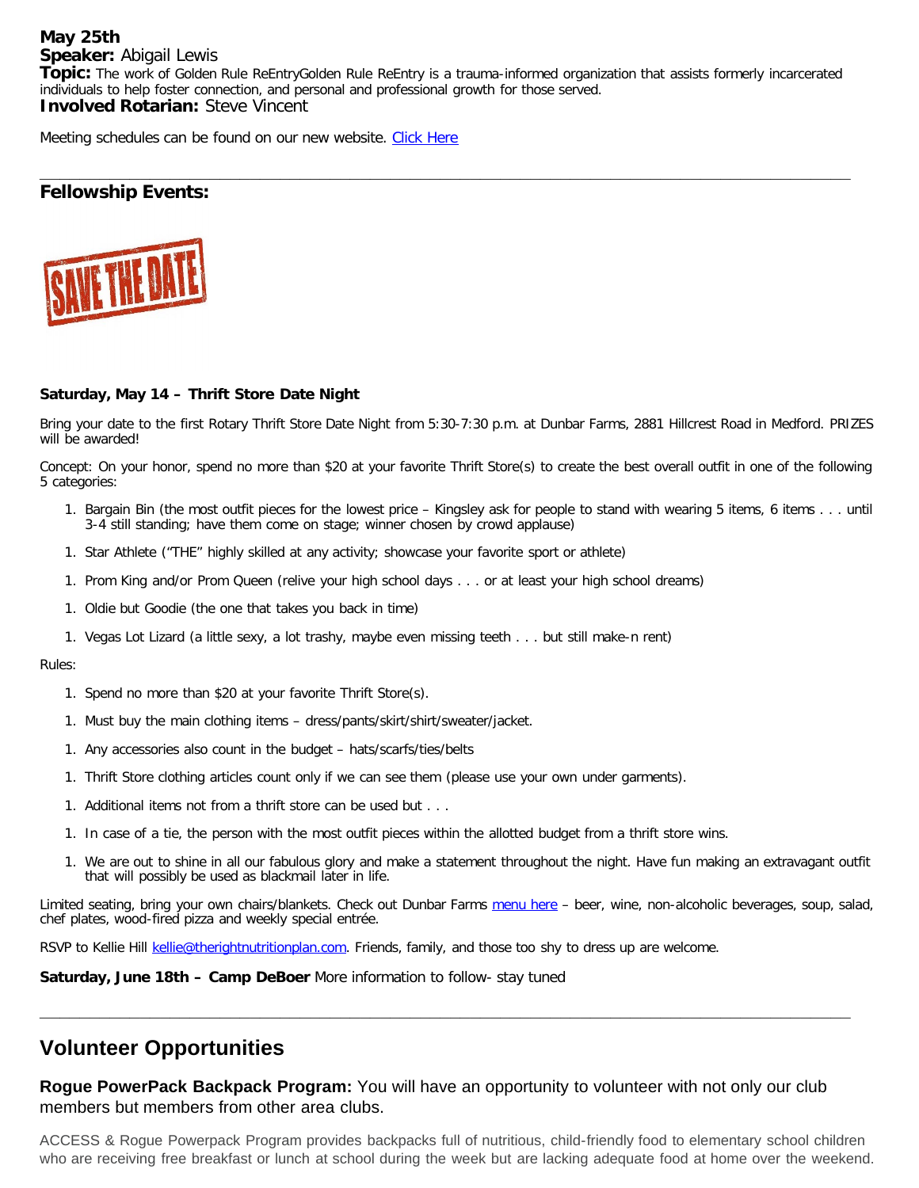**May 25th**
**Speaker:** Abigail Lewis
**Topic:** The work of Golden Rule ReEntryGolden Rule ReEntry is a trauma-informed organization that assists formerly incarcerated individuals to help foster connection, and personal and professional growth for those served.
**Involved Rotarian:** Steve Vincent

Meeting schedules can be found on our new website. [Click Here]()

---

## Fellowship Events:

**Saturday, May 14 – Thrift Store Date Night**

Bring your date to the first Rotary Thrift Store Date Night from 5:30-7:30 p.m. at Dunbar Farms, 2881 Hillcrest Road in Medford. PRIZES will be awarded!

Concept: On your honor, spend no more than $20 at your favorite Thrift Store(s) to create the best overall outfit in one of the following 5 categories:

1. Bargain Bin (the most outfit pieces for the lowest price – Kingsley ask for people to stand with wearing 5 items, 6 items . . . until 3-4 still standing; have them come on stage; winner chosen by crowd applause)
1. Star Athlete ("THE" highly skilled at any activity; showcase your favorite sport or athlete)
1. Prom King and/or Prom Queen (relive your high school days . . . or at least your high school dreams)
1. Oldie but Goodie (the one that takes you back in time)
1. Vegas Lot Lizard (a little sexy, a lot trashy, maybe even missing teeth . . . but still make-n rent)

Rules:

1. Spend no more than $20 at your favorite Thrift Store(s).
1. Must buy the main clothing items – dress/pants/skirt/shirt/sweater/jacket.
1. Any accessories also count in the budget – hats/scarfs/ties/belts
1. Thrift Store clothing articles count only if we can see them (please use your own under garments).
1. Additional items not from a thrift store can be used but . . .
1. In case of a tie, the person with the most outfit pieces within the allotted budget from a thrift store wins.
1. We are out to shine in all our fabulous glory and make a statement throughout the night. Have fun making an extravagant outfit that will possibly be used as blackmail later in life.

Limited seating, bring your own chairs/blankets. Check out Dunbar Farms [menu here]() – beer, wine, non-alcoholic beverages, soup, salad, chef plates, wood-fired pizza and weekly special entrée.

RSVP to Kellie Hill [kellie@therightnutritionplan.com](mailto:kellie@therightnutritionplan.com). Friends, family, and those too shy to dress up are welcome.

**Saturday, June 18th – Camp DeBoer** More information to follow- stay tuned

---

## Volunteer Opportunities

**Rogue PowerPack Backpack Program:** You will have an opportunity to volunteer with not only our club members but members from other area clubs.

ACCESS & Rogue Powerpack Program provides backpacks full of nutritious, child-friendly food to elementary school children who are receiving free breakfast or lunch at school during the week but are lacking adequate food at home over the weekend.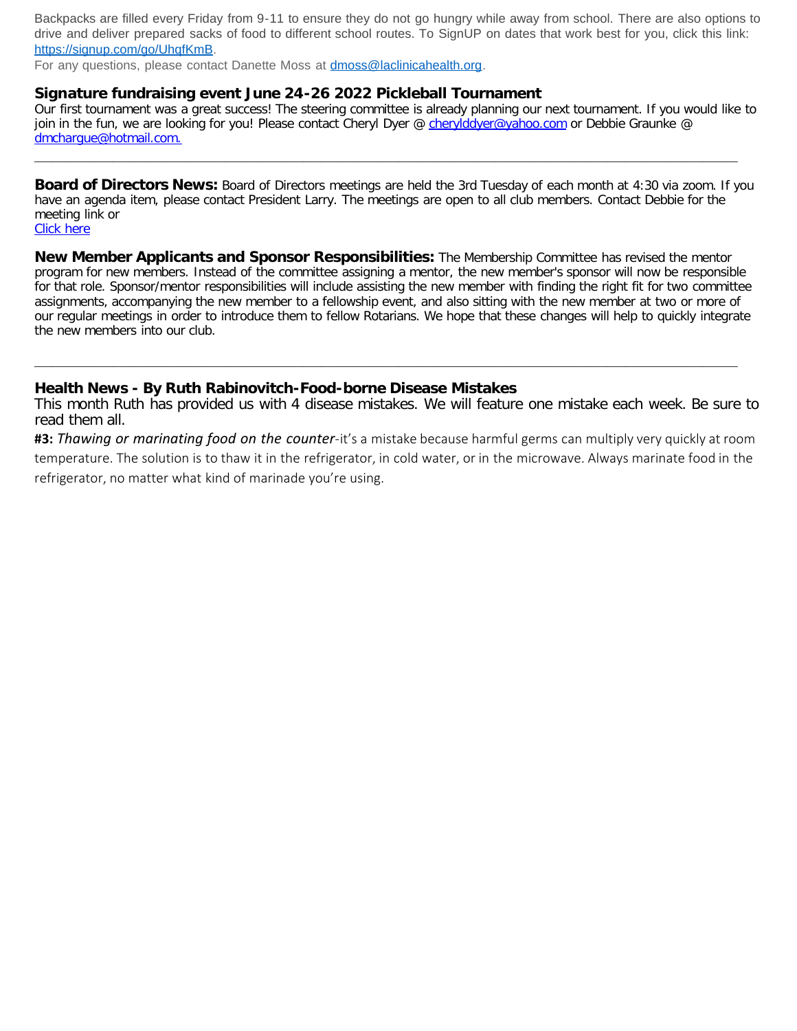Backpacks are filled every Friday from 9-11 to ensure they do not go hungry while away from school. There are also options to drive and deliver prepared sacks of food to different school routes. To SignUP on dates that work best for you, click this link: https://signup.com/go/UhqfKmB.

For any questions, please contact Danette Moss at dmoss@laclinicahealth.org.

### Signature fundraising event June 24-26 2022 Pickleball Tournament

Our first tournament was a great success! The steering committee is already planning our next tournament. If you would like to join in the fun, we are looking for you! Please contact Cheryl Dyer @ cherylddyer@yahoo.com or Debbie Graunke @ dmchargue@hotmail.com.

---

**Board of Directors News:** Board of Directors meetings are held the 3rd Tuesday of each month at 4:30 via zoom. If you have an agenda item, please contact President Larry. The meetings are open to all club members. Contact Debbie for the meeting link or
Click here

**New Member Applicants and Sponsor Responsibilities:** The Membership Committee has revised the mentor program for new members. Instead of the committee assigning a mentor, the new member's sponsor will now be responsible for that role. Sponsor/mentor responsibilities will include assisting the new member with finding the right fit for two committee assignments, accompanying the new member to a fellowship event, and also sitting with the new member at two or more of our regular meetings in order to introduce them to fellow Rotarians. We hope that these changes will help to quickly integrate the new members into our club.

---

### Health News - By Ruth Rabinovitch-Food-borne Disease Mistakes

This month Ruth has provided us with 4 disease mistakes. We will feature one mistake each week. Be sure to read them all.

**#3:** *Thawing or marinating food on the counter*-it's a mistake because harmful germs can multiply very quickly at room temperature. The solution is to thaw it in the refrigerator, in cold water, or in the microwave. Always marinate food in the refrigerator, no matter what kind of marinade you're using.